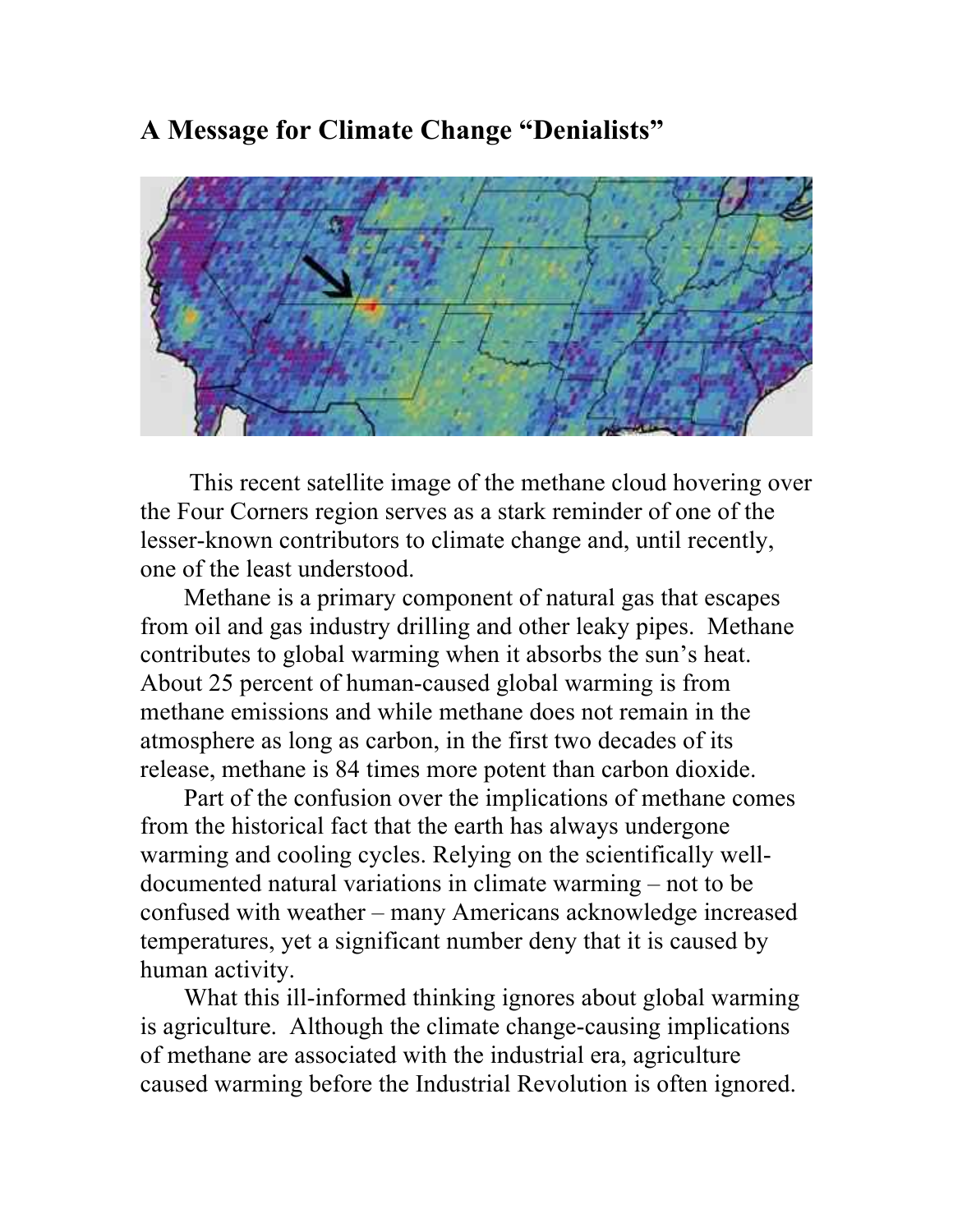## A Message for Climate Change “Denialists”

This recent satellite image of the methane cloud hovering over the Four Corners region serves as a stark reminder of one of the lesser-known contributors to climate change and, until recently, one of the least understood.

Methane is a primary component of natural gas that escapes from oil and gas industry drilling and other leaky pipes. Methane contributes to global warming when it absorbs the sun’s heat. About 25 percent of human-caused global warming is from methane emissions and while methane does not remain in the atmosphere as long as carbon, in the first two decades of its release, methane is 84 times more potent than carbon dioxide.

Part of the confusion over the implications of methane comes from the historical fact that the earth has always undergone warming and cooling cycles. Relying on the scientifically well-documented natural variations in climate warming – not to be confused with weather – many Americans acknowledge increased temperatures, yet a significant number deny that it is caused by human activity.

What this ill-informed thinking ignores about global warming is agriculture. Although the climate change-causing implications of methane are associated with the industrial era, agriculture caused warming before the Industrial Revolution is often ignored.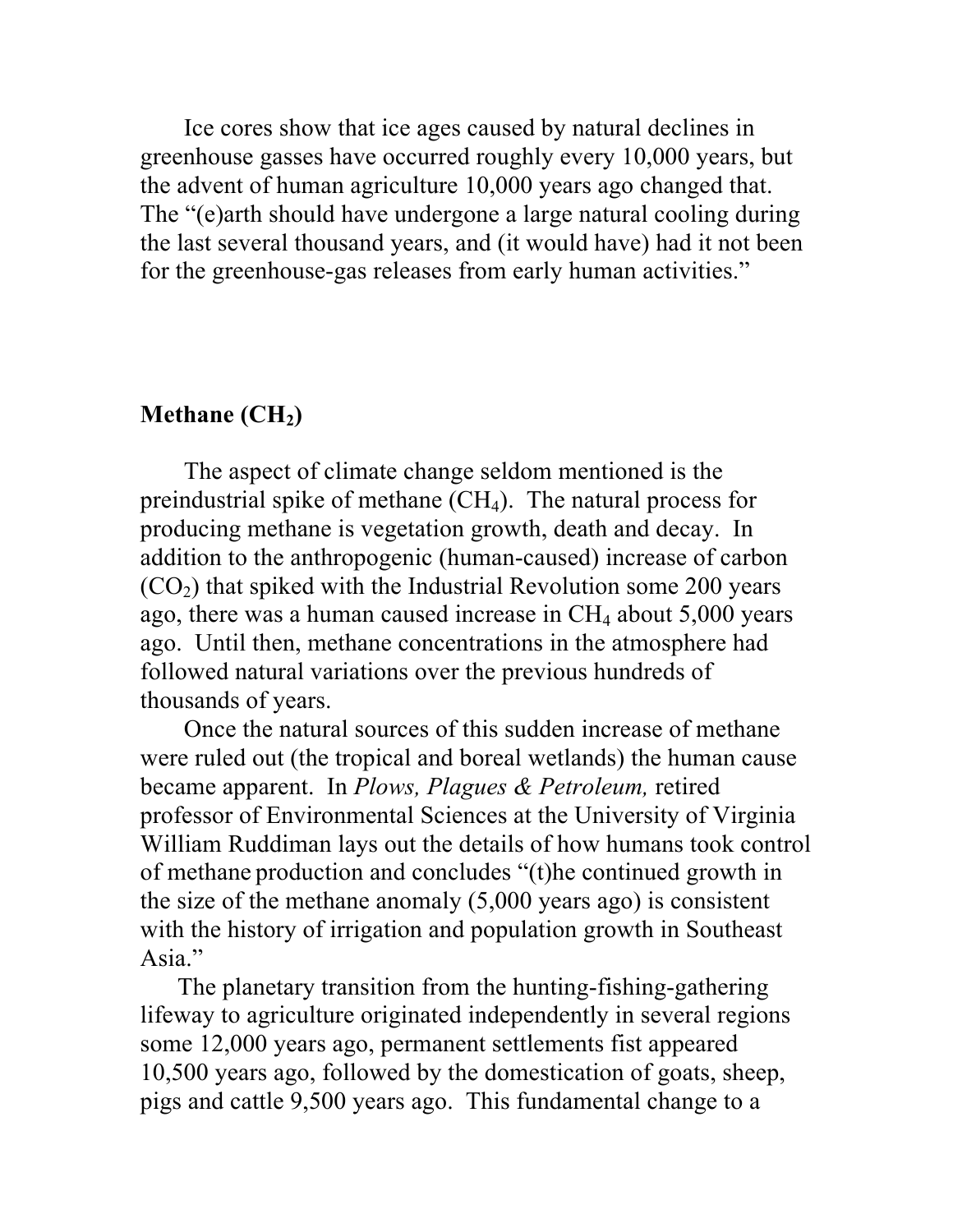Ice cores show that ice ages caused by natural declines in greenhouse gasses have occurred roughly every 10,000 years, but the advent of human agriculture 10,000 years ago changed that. The "(e)arth should have undergone a large natural cooling during the last several thousand years, and (it would have) had it not been for the greenhouse-gas releases from early human activities."

## Methane ($CH_2$)

The aspect of climate change seldom mentioned is the preindustrial spike of methane ($CH_4$). The natural process for producing methane is vegetation growth, death and decay. In addition to the anthropogenic (human-caused) increase of carbon ($CO_2$) that spiked with the Industrial Revolution some 200 years ago, there was a human caused increase in $CH_4$ about 5,000 years ago. Until then, methane concentrations in the atmosphere had followed natural variations over the previous hundreds of thousands of years.

Once the natural sources of this sudden increase of methane were ruled out (the tropical and boreal wetlands) the human cause became apparent. In *Plows, Plagues & Petroleum,* retired professor of Environmental Sciences at the University of Virginia William Ruddiman lays out the details of how humans took control of methane production and concludes "(t)he continued growth in the size of the methane anomaly (5,000 years ago) is consistent with the history of irrigation and population growth in Southeast Asia."

The planetary transition from the hunting-fishing-gathering lifeway to agriculture originated independently in several regions some 12,000 years ago, permanent settlements fist appeared 10,500 years ago, followed by the domestication of goats, sheep, pigs and cattle 9,500 years ago. This fundamental change to a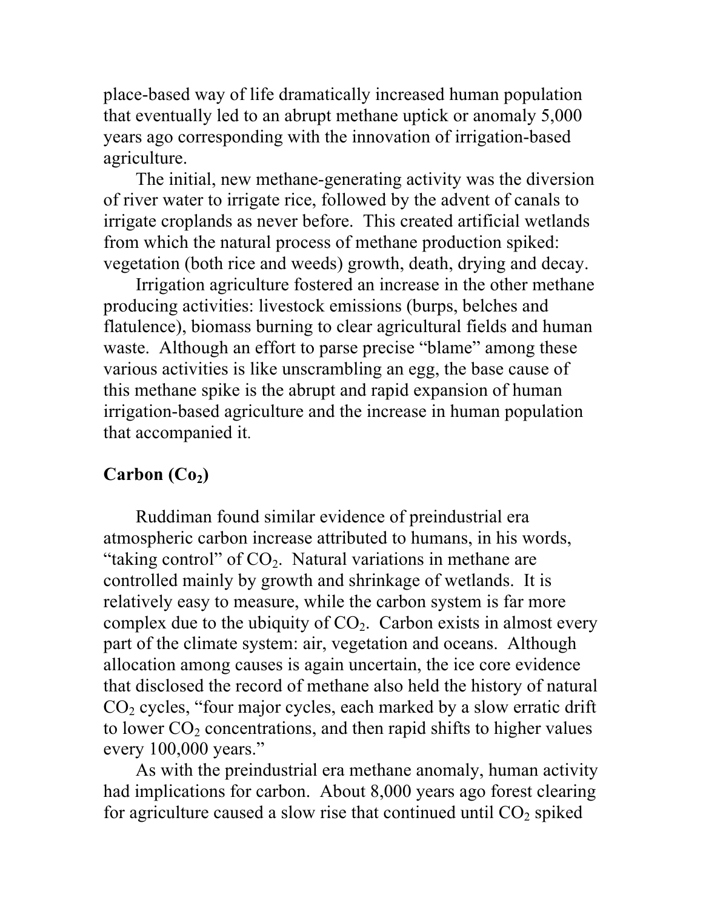place-based way of life dramatically increased human population that eventually led to an abrupt methane uptick or anomaly 5,000 years ago corresponding with the innovation of irrigation-based agriculture.

The initial, new methane-generating activity was the diversion of river water to irrigate rice, followed by the advent of canals to irrigate croplands as never before. This created artificial wetlands from which the natural process of methane production spiked: vegetation (both rice and weeds) growth, death, drying and decay.

Irrigation agriculture fostered an increase in the other methane producing activities: livestock emissions (burps, belches and flatulence), biomass burning to clear agricultural fields and human waste. Although an effort to parse precise "blame" among these various activities is like unscrambling an egg, the base cause of this methane spike is the abrupt and rapid expansion of human irrigation-based agriculture and the increase in human population that accompanied it.

**Carbon ($Co_2$)**

Ruddiman found similar evidence of preindustrial era atmospheric carbon increase attributed to humans, in his words, "taking control" of $CO_2$. Natural variations in methane are controlled mainly by growth and shrinkage of wetlands. It is relatively easy to measure, while the carbon system is far more complex due to the ubiquity of $CO_2$. Carbon exists in almost every part of the climate system: air, vegetation and oceans. Although allocation among causes is again uncertain, the ice core evidence that disclosed the record of methane also held the history of natural $CO_2$ cycles, "four major cycles, each marked by a slow erratic drift to lower $CO_2$ concentrations, and then rapid shifts to higher values every 100,000 years."

As with the preindustrial era methane anomaly, human activity had implications for carbon. About 8,000 years ago forest clearing for agriculture caused a slow rise that continued until $CO_2$ spiked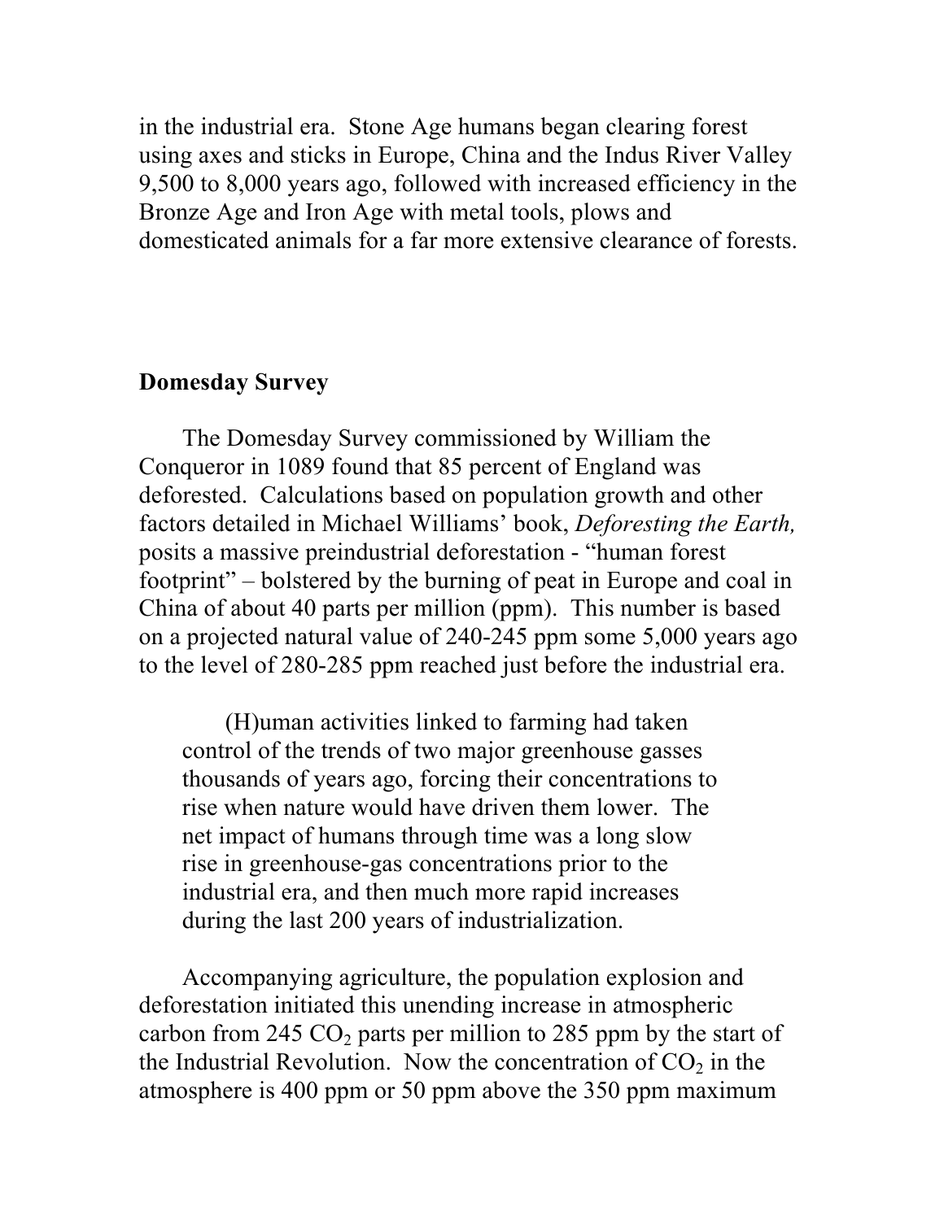in the industrial era. Stone Age humans began clearing forest using axes and sticks in Europe, China and the Indus River Valley 9,500 to 8,000 years ago, followed with increased efficiency in the Bronze Age and Iron Age with metal tools, plows and domesticated animals for a far more extensive clearance of forests.

**Domesday Survey**

The Domesday Survey commissioned by William the Conqueror in 1089 found that 85 percent of England was deforested. Calculations based on population growth and other factors detailed in Michael Williams' book, *Deforesting the Earth,* posits a massive preindustrial deforestation - "human forest footprint" – bolstered by the burning of peat in Europe and coal in China of about 40 parts per million (ppm). This number is based on a projected natural value of 240-245 ppm some 5,000 years ago to the level of 280-285 ppm reached just before the industrial era.

> (H)uman activities linked to farming had taken control of the trends of two major greenhouse gasses thousands of years ago, forcing their concentrations to rise when nature would have driven them lower. The net impact of humans through time was a long slow rise in greenhouse-gas concentrations prior to the industrial era, and then much more rapid increases during the last 200 years of industrialization.

Accompanying agriculture, the population explosion and deforestation initiated this unending increase in atmospheric carbon from 245 $CO_2$ parts per million to 285 ppm by the start of the Industrial Revolution. Now the concentration of $CO_2$ in the atmosphere is 400 ppm or 50 ppm above the 350 ppm maximum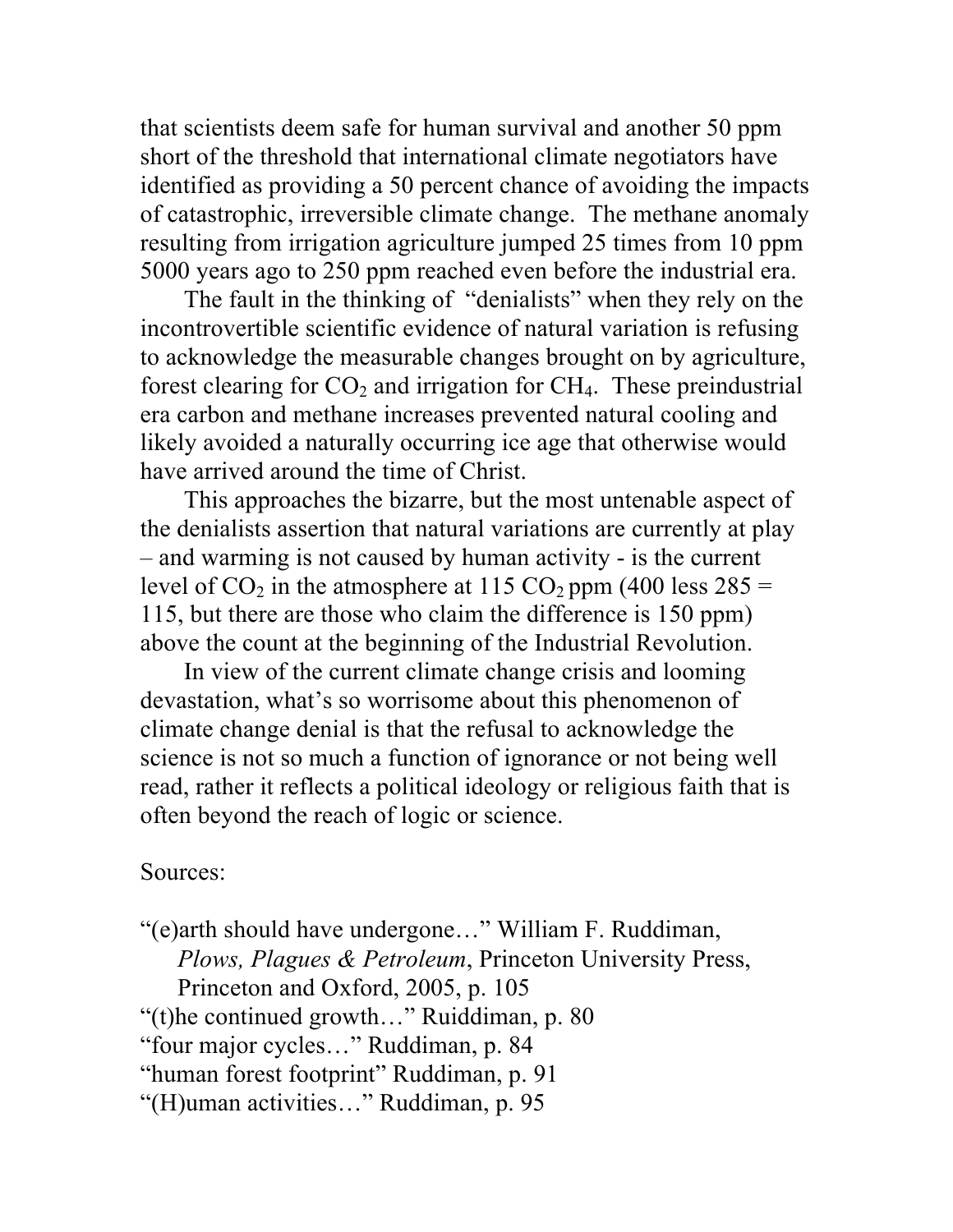that scientists deem safe for human survival and another 50 ppm short of the threshold that international climate negotiators have identified as providing a 50 percent chance of avoiding the impacts of catastrophic, irreversible climate change. The methane anomaly resulting from irrigation agriculture jumped 25 times from 10 ppm 5000 years ago to 250 ppm reached even before the industrial era.

The fault in the thinking of "denialists" when they rely on the incontrovertible scientific evidence of natural variation is refusing to acknowledge the measurable changes brought on by agriculture, forest clearing for $CO_2$ and irrigation for $CH_4$. These preindustrial era carbon and methane increases prevented natural cooling and likely avoided a naturally occurring ice age that otherwise would have arrived around the time of Christ.

This approaches the bizarre, but the most untenable aspect of the denialists assertion that natural variations are currently at play – and warming is not caused by human activity - is the current level of $CO_2$ in the atmosphere at 115 $CO_2$ ppm (400 less 285 = 115, but there are those who claim the difference is 150 ppm) above the count at the beginning of the Industrial Revolution.

In view of the current climate change crisis and looming devastation, what's so worrisome about this phenomenon of climate change denial is that the refusal to acknowledge the science is not so much a function of ignorance or not being well read, rather it reflects a political ideology or religious faith that is often beyond the reach of logic or science.

Sources:

"(e)arth should have undergone…" William F. Ruddiman, *Plows, Plagues & Petroleum*, Princeton University Press, Princeton and Oxford, 2005, p. 105
"(t)he continued growth…" Ruiddiman, p. 80
"four major cycles…" Ruddiman, p. 84
"human forest footprint" Ruddiman, p. 91
"(H)uman activities…" Ruddiman, p. 95